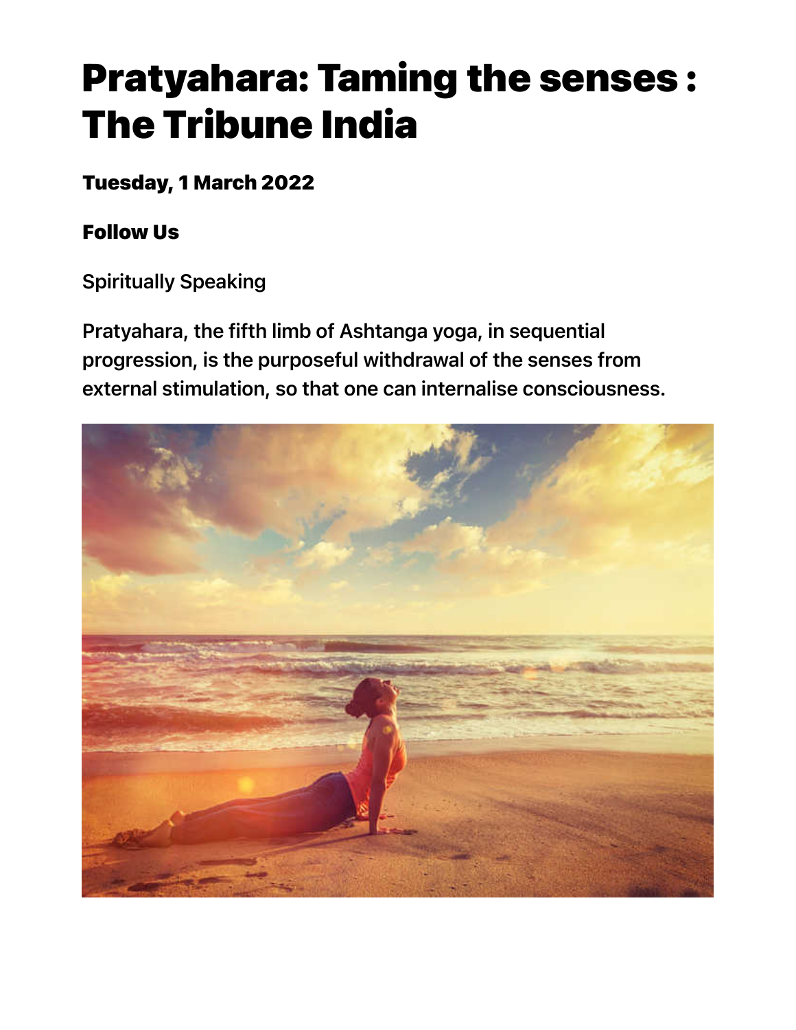# Pratyahara: Taming the senses : The Tribune India

**Tuesday, 1 March 2022**

**Follow Us**

Spiritually Speaking

**Pratyahara, the fifth limb of Ashtanga yoga, in sequential progression, is the purposeful withdrawal of the senses from external stimulation, so that one can internalise consciousness.**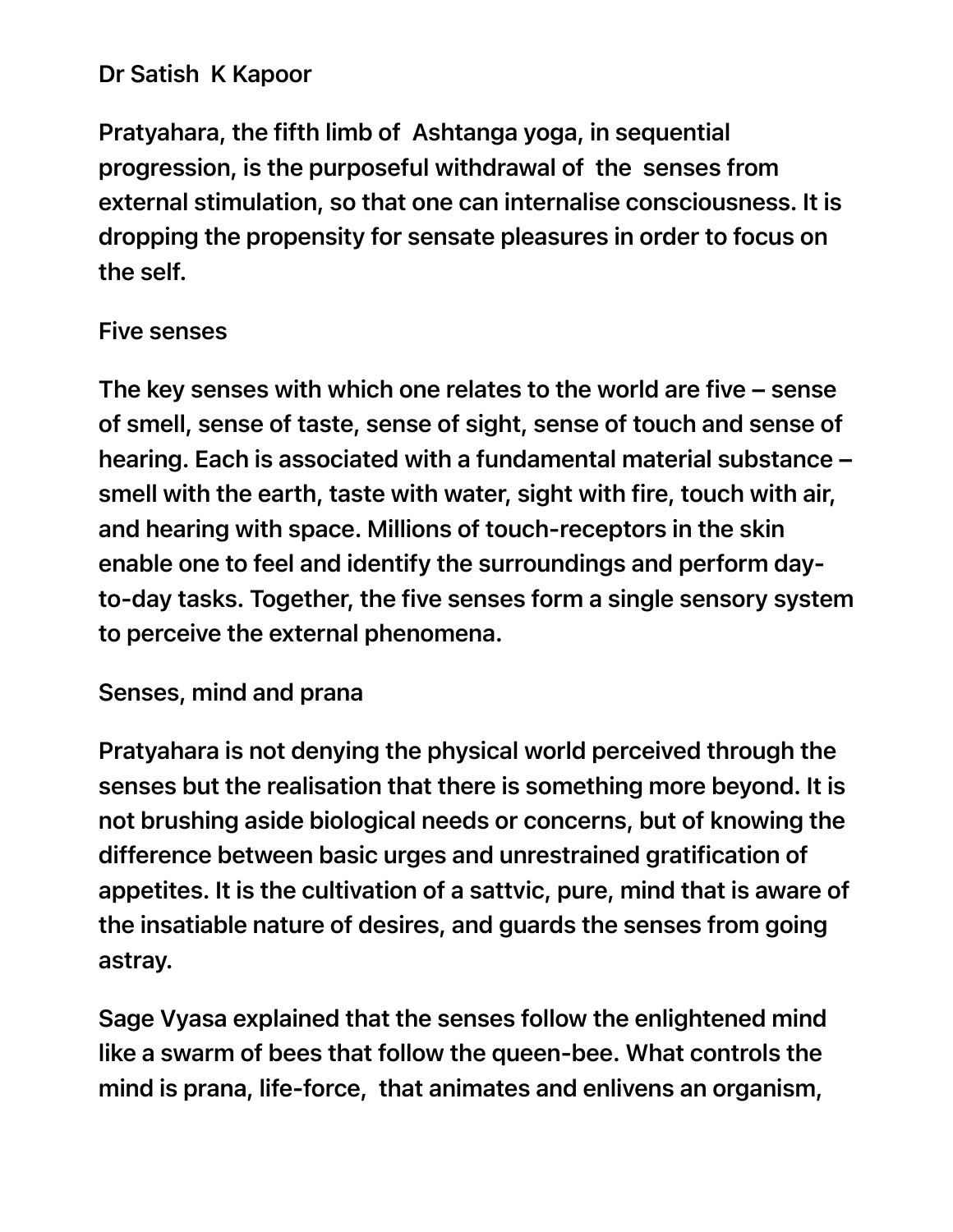Dr Satish K Kapoor

Pratyahara, the fifth limb of Ashtanga yoga, in sequential progression, is the purposeful withdrawal of the senses from external stimulation, so that one can internalise consciousness. It is dropping the propensity for sensate pleasures in order to focus on the self.

## Five senses

The key senses with which one relates to the world are five – sense of smell, sense of taste, sense of sight, sense of touch and sense of hearing. Each is associated with a fundamental material substance – smell with the earth, taste with water, sight with fire, touch with air, and hearing with space. Millions of touch-receptors in the skin enable one to feel and identify the surroundings and perform day-to-day tasks. Together, the five senses form a single sensory system to perceive the external phenomena.

## Senses, mind and prana

Pratyahara is not denying the physical world perceived through the senses but the realisation that there is something more beyond. It is not brushing aside biological needs or concerns, but of knowing the difference between basic urges and unrestrained gratification of appetites. It is the cultivation of a sattvic, pure, mind that is aware of the insatiable nature of desires, and guards the senses from going astray.

Sage Vyasa explained that the senses follow the enlightened mind like a swarm of bees that follow the queen-bee. What controls the mind is prana, life-force, that animates and enlivens an organism,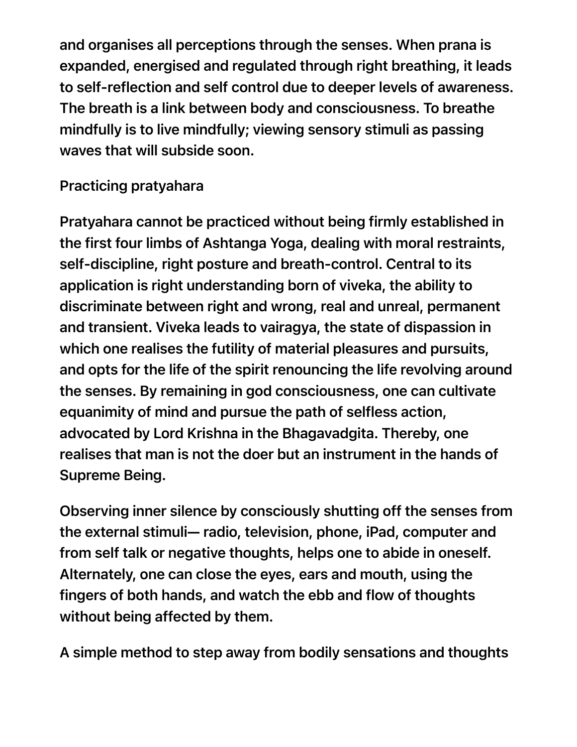and organises all perceptions through the senses. When prana is expanded, energised and regulated through right breathing, it leads to self-reflection and self control due to deeper levels of awareness. The breath is a link between body and consciousness. To breathe mindfully is to live mindfully; viewing sensory stimuli as passing waves that will subside soon.

## Practicing pratyahara

Pratyahara cannot be practiced without being firmly established in the first four limbs of Ashtanga Yoga, dealing with moral restraints, self-discipline, right posture and breath-control. Central to its application is right understanding born of viveka, the ability to discriminate between right and wrong, real and unreal, permanent and transient. Viveka leads to vairagya, the state of dispassion in which one realises the futility of material pleasures and pursuits, and opts for the life of the spirit renouncing the life revolving around the senses. By remaining in god consciousness, one can cultivate equanimity of mind and pursue the path of selfless action, advocated by Lord Krishna in the Bhagavadgita. Thereby, one realises that man is not the doer but an instrument in the hands of Supreme Being.

Observing inner silence by consciously shutting off the senses from the external stimuli— radio, television, phone, iPad, computer and from self talk or negative thoughts, helps one to abide in oneself. Alternately, one can close the eyes, ears and mouth, using the fingers of both hands, and watch the ebb and flow of thoughts without being affected by them.

A simple method to step away from bodily sensations and thoughts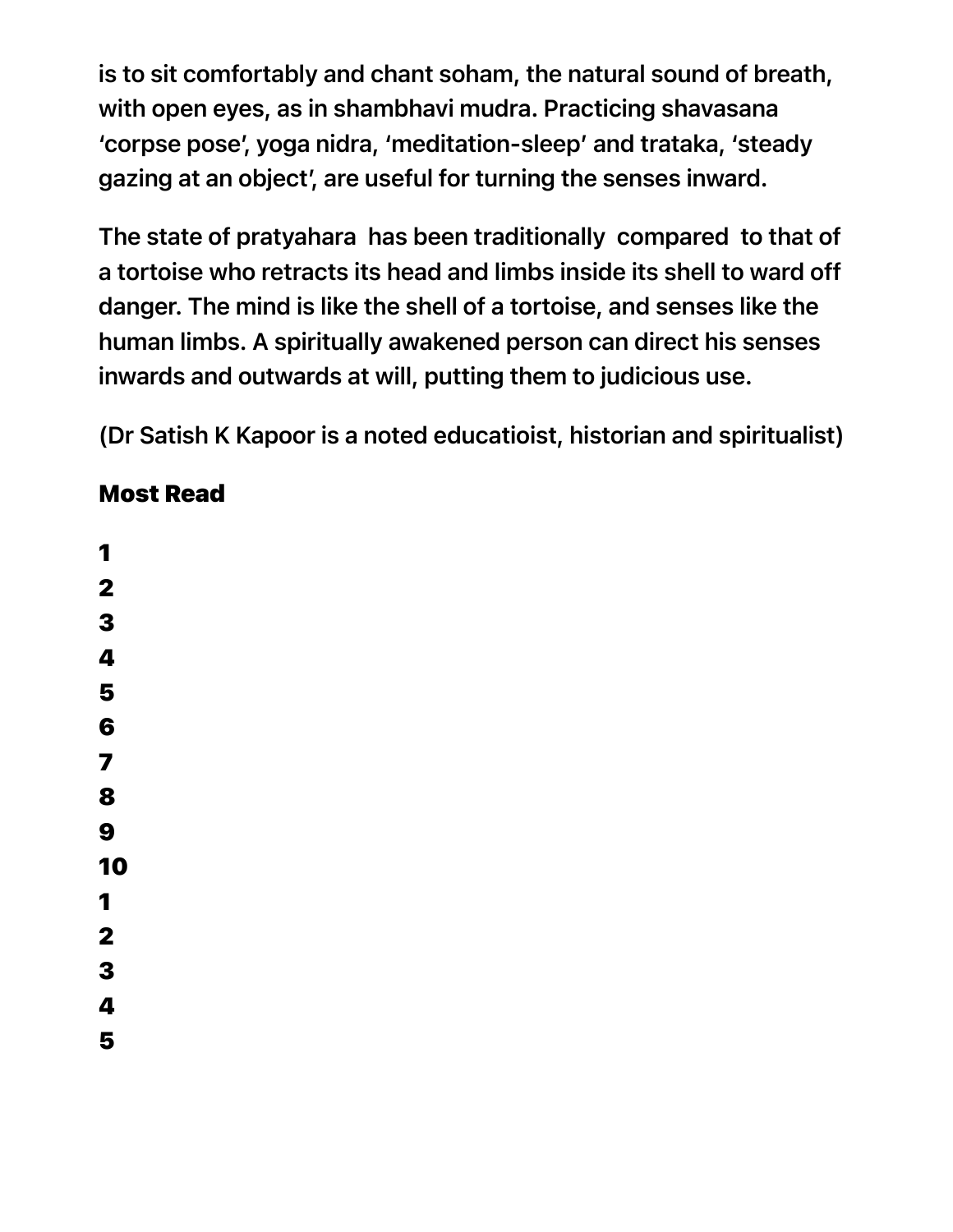is to sit comfortably and chant soham, the natural sound of breath, with open eyes, as in shambhavi mudra. Practicing shavasana 'corpse pose', yoga nidra, 'meditation-sleep' and trataka, 'steady gazing at an object', are useful for turning the senses inward.

The state of pratyahara has been traditionally compared to that of a tortoise who retracts its head and limbs inside its shell to ward off danger. The mind is like the shell of a tortoise, and senses like the human limbs. A spiritually awakened person can direct his senses inwards and outwards at will, putting them to judicious use.

(Dr Satish K Kapoor is a noted educatioist, historian and spiritualist)

## Most Read

1
2
3
4
5
6
7
8
9
10
1
2
3
4
5